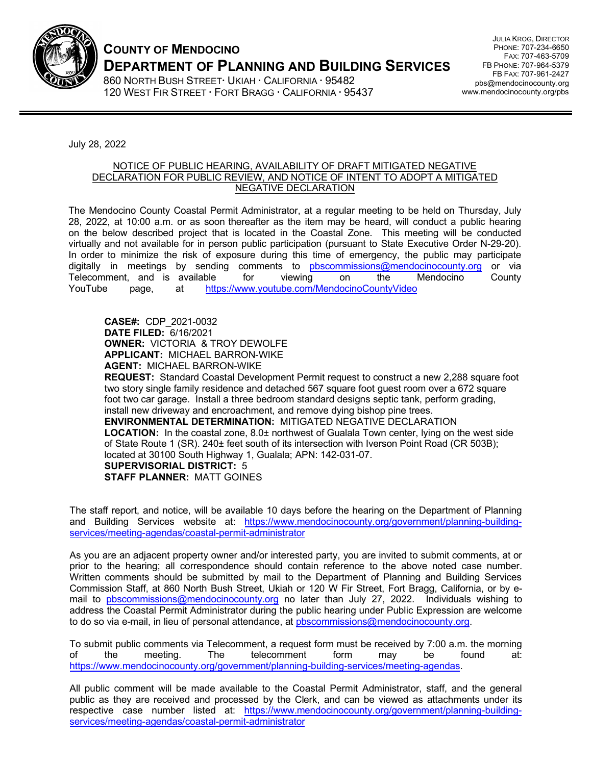# COUNTY OF MENDOCINO
## DEPARTMENT OF PLANNING AND BUILDING SERVICES

860 NORTH BUSH STREET · UKIAH · CALIFORNIA · 95482
120 WEST FIR STREET · FORT BRAGG · CALIFORNIA · 95437

JULIA KROG, DIRECTOR
PHONE: 707-234-6650
FAX: 707-463-5709
FB PHONE: 707-964-5379
FB FAX: 707-961-2427
pbs@mendocinocounty.org
www.mendocinocounty.org/pbs

---

July 28, 2022

NOTICE OF PUBLIC HEARING, AVAILABILITY OF DRAFT MITIGATED NEGATIVE DECLARATION FOR PUBLIC REVIEW, AND NOTICE OF INTENT TO ADOPT A MITIGATED NEGATIVE DECLARATION

The Mendocino County Coastal Permit Administrator, at a regular meeting to be held on Thursday, July 28, 2022, at 10:00 a.m. or as soon thereafter as the item may be heard, will conduct a public hearing on the below described project that is located in the Coastal Zone. This meeting will be conducted virtually and not available for in person public participation (pursuant to State Executive Order N-29-20). In order to minimize the risk of exposure during this time of emergency, the public may participate digitally in meetings by sending comments to pbscommissions@mendocinocounty.org or via Telecomment, and is available for viewing on the Mendocino County YouTube page, at https://www.youtube.com/MendocinoCountyVideo

**CASE#:** CDP_2021-0032
**DATE FILED:** 6/16/2021
**OWNER:** VICTORIA & TROY DEWOLFE
**APPLICANT:** MICHAEL BARRON-WIKE
**AGENT:** MICHAEL BARRON-WIKE
**REQUEST:** Standard Coastal Development Permit request to construct a new 2,288 square foot two story single family residence and detached 567 square foot guest room over a 672 square foot two car garage. Install a three bedroom standard designs septic tank, perform grading, install new driveway and encroachment, and remove dying bishop pine trees.
**ENVIRONMENTAL DETERMINATION:** MITIGATED NEGATIVE DECLARATION
**LOCATION:** In the coastal zone, 8.0± northwest of Gualala Town center, lying on the west side of State Route 1 (SR). 240± feet south of its intersection with Iverson Point Road (CR 503B); located at 30100 South Highway 1, Gualala; APN: 142-031-07.
**SUPERVISORIAL DISTRICT:** 5
**STAFF PLANNER:** MATT GOINES

The staff report, and notice, will be available 10 days before the hearing on the Department of Planning and Building Services website at: https://www.mendocinocounty.org/government/planning-building-services/meeting-agendas/coastal-permit-administrator

As you are an adjacent property owner and/or interested party, you are invited to submit comments, at or prior to the hearing; all correspondence should contain reference to the above noted case number. Written comments should be submitted by mail to the Department of Planning and Building Services Commission Staff, at 860 North Bush Street, Ukiah or 120 W Fir Street, Fort Bragg, California, or by e-mail to pbscommissions@mendocinocounty.org no later than July 27, 2022. Individuals wishing to address the Coastal Permit Administrator during the public hearing under Public Expression are welcome to do so via e-mail, in lieu of personal attendance, at pbscommissions@mendocinocounty.org.

To submit public comments via Telecomment, a request form must be received by 7:00 a.m. the morning of the meeting. The telecomment form may be found at: https://www.mendocinocounty.org/government/planning-building-services/meeting-agendas.

All public comment will be made available to the Coastal Permit Administrator, staff, and the general public as they are received and processed by the Clerk, and can be viewed as attachments under its respective case number listed at: https://www.mendocinocounty.org/government/planning-building-services/meeting-agendas/coastal-permit-administrator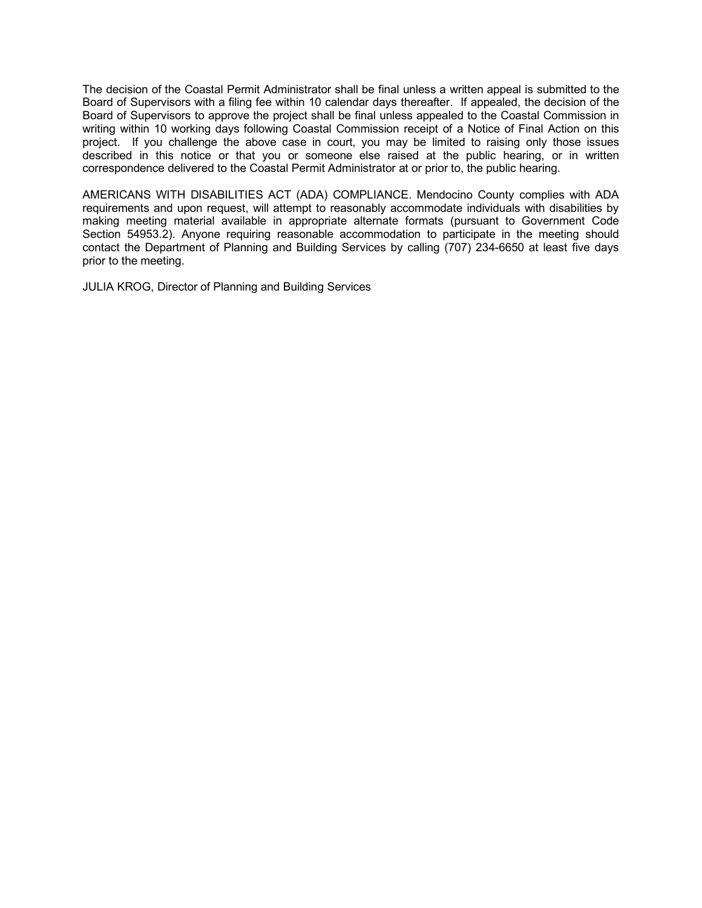The decision of the Coastal Permit Administrator shall be final unless a written appeal is submitted to the Board of Supervisors with a filing fee within 10 calendar days thereafter. If appealed, the decision of the Board of Supervisors to approve the project shall be final unless appealed to the Coastal Commission in writing within 10 working days following Coastal Commission receipt of a Notice of Final Action on this project. If you challenge the above case in court, you may be limited to raising only those issues described in this notice or that you or someone else raised at the public hearing, or in written correspondence delivered to the Coastal Permit Administrator at or prior to, the public hearing.

AMERICANS WITH DISABILITIES ACT (ADA) COMPLIANCE. Mendocino County complies with ADA requirements and upon request, will attempt to reasonably accommodate individuals with disabilities by making meeting material available in appropriate alternate formats (pursuant to Government Code Section 54953.2). Anyone requiring reasonable accommodation to participate in the meeting should contact the Department of Planning and Building Services by calling (707) 234-6650 at least five days prior to the meeting.

JULIA KROG, Director of Planning and Building Services